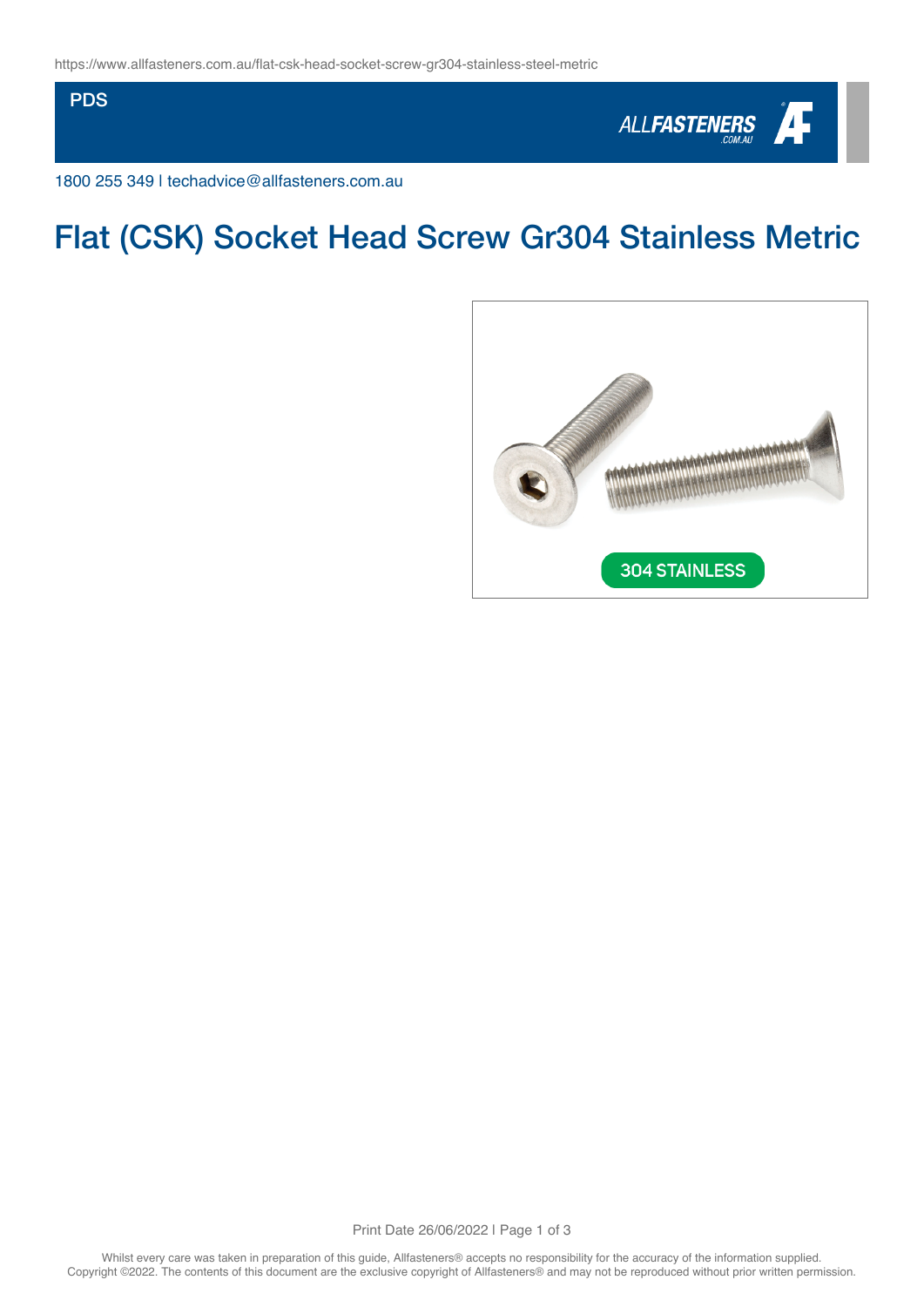https://www.allfasteners.com.au/flat-csk-head-socket-screw-gr304-stainless-steel-metric

PDS

1800 255 349 I techadvice@allfasteners.com.au

# Flat (CSK) Socket Head Screw Gr304 Stainless Metric

Whilst every care was taken in preparation of this guide, Allfasteners® accepts no responsibility for the accuracy of the information supplied. Copyright ©2022. The contents of this document are the exclusive copyright of Allfasteners® and may not be reproduced without prior written permission.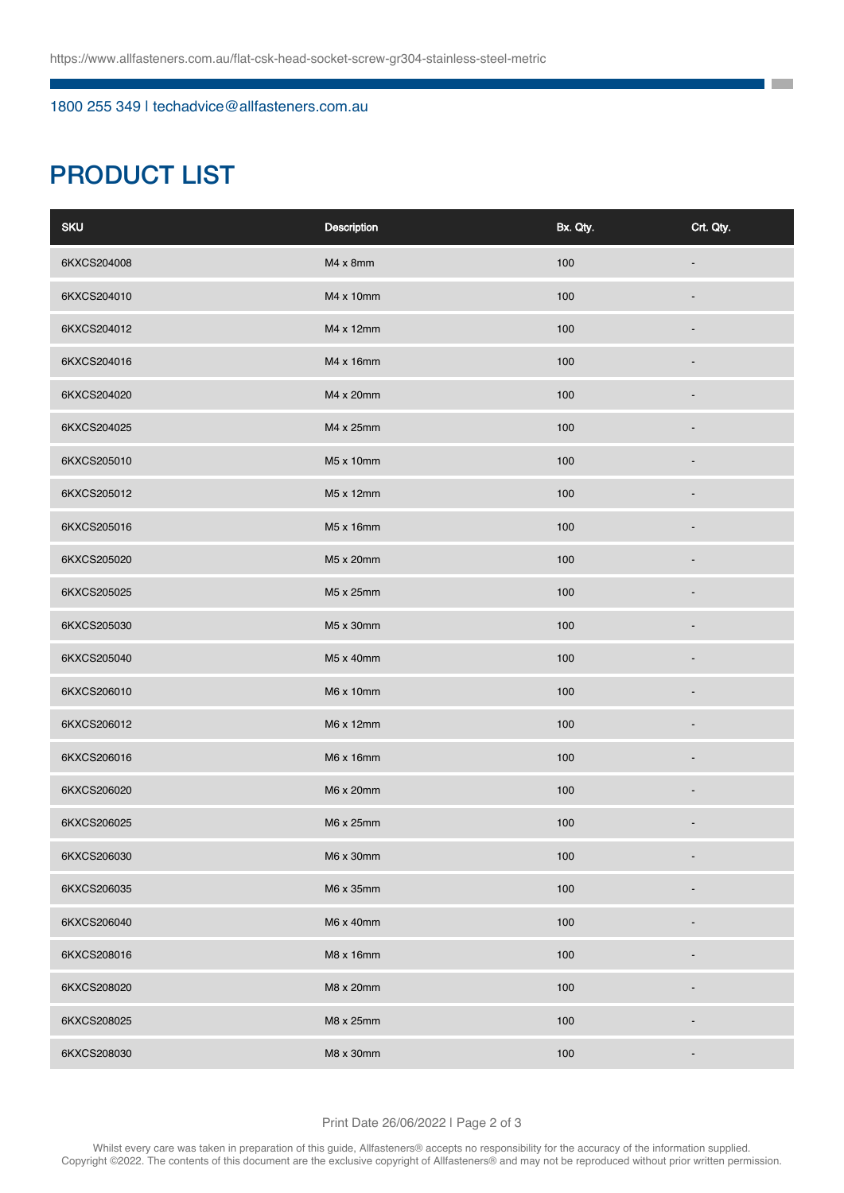# PRODUCT LIST

| SKU | Description | Bx. Qty. | Crt. Qty. |
|---|---|---|---|
| 6KXCS204008 | M4 x 8mm | 100 | - |
| 6KXCS204010 | M4 x 10mm | 100 | - |
| 6KXCS204012 | M4 x 12mm | 100 | - |
| 6KXCS204016 | M4 x 16mm | 100 | - |
| 6KXCS204020 | M4 x 20mm | 100 | - |
| 6KXCS204025 | M4 x 25mm | 100 | - |
| 6KXCS205010 | M5 x 10mm | 100 | - |
| 6KXCS205012 | M5 x 12mm | 100 | - |
| 6KXCS205016 | M5 x 16mm | 100 | - |
| 6KXCS205020 | M5 x 20mm | 100 | - |
| 6KXCS205025 | M5 x 25mm | 100 | - |
| 6KXCS205030 | M5 x 30mm | 100 | - |
| 6KXCS205040 | M5 x 40mm | 100 | - |
| 6KXCS206010 | M6 x 10mm | 100 | - |
| 6KXCS206012 | M6 x 12mm | 100 | - |
| 6KXCS206016 | M6 x 16mm | 100 | - |
| 6KXCS206020 | M6 x 20mm | 100 | - |
| 6KXCS206025 | M6 x 25mm | 100 | - |
| 6KXCS206030 | M6 x 30mm | 100 | - |
| 6KXCS206035 | M6 x 35mm | 100 | - |
| 6KXCS206040 | M6 x 40mm | 100 | - |
| 6KXCS208016 | M8 x 16mm | 100 | - |
| 6KXCS208020 | M8 x 20mm | 100 | - |
| 6KXCS208025 | M8 x 25mm | 100 | - |
| 6KXCS208030 | M8 x 30mm | 100 | - |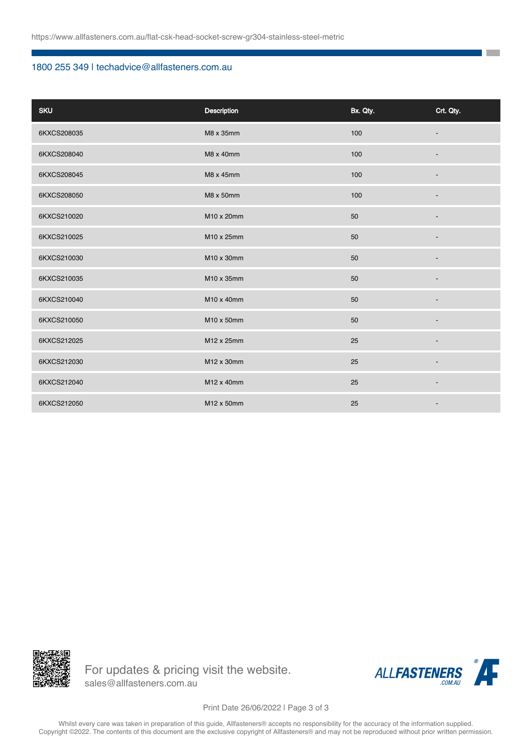https://www.allfasteners.com.au/flat-csk-head-socket-screw-gr304-stainless-steel-metric

1800 255 349 | techadvice@allfasteners.com.au

| SKU | Description | Bx. Qty. | Crt. Qty. |
|---|---|---|---|
| 6KXCS208035 | M8 x 35mm | 100 | - |
| 6KXCS208040 | M8 x 40mm | 100 | - |
| 6KXCS208045 | M8 x 45mm | 100 | - |
| 6KXCS208050 | M8 x 50mm | 100 | - |
| 6KXCS210020 | M10 x 20mm | 50 | - |
| 6KXCS210025 | M10 x 25mm | 50 | - |
| 6KXCS210030 | M10 x 30mm | 50 | - |
| 6KXCS210035 | M10 x 35mm | 50 | - |
| 6KXCS210040 | M10 x 40mm | 50 | - |
| 6KXCS210050 | M10 x 50mm | 50 | - |
| 6KXCS212025 | M12 x 25mm | 25 | - |
| 6KXCS212030 | M12 x 30mm | 25 | - |
| 6KXCS212040 | M12 x 40mm | 25 | - |
| 6KXCS212050 | M12 x 50mm | 25 | - |

For updates & pricing visit the website.
sales@allfasteners.com.au

Print Date 26/06/2022

Whilst every care was taken in preparation of this guide, Allfasteners® accepts no responsibility for the accuracy of the information supplied. Copyright ©2022. The contents of this document are the exclusive copyright of Allfasteners® and may not be reproduced without prior written permission.